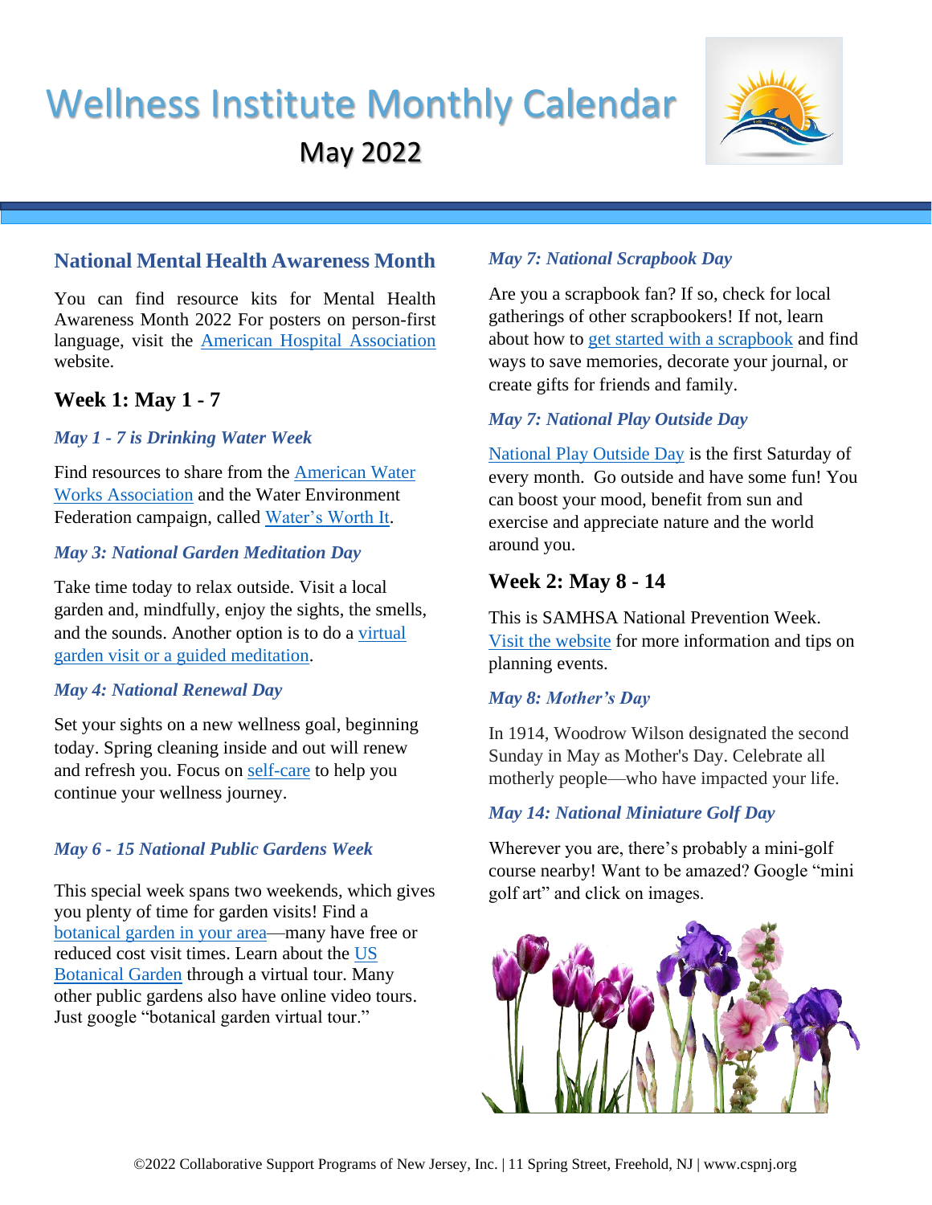# Wellness Institute Monthly Calendar

May 2022

## National Mental Health Awareness Month

You can find resource kits for Mental Health Awareness Month 2022 For posters on person-first language, visit the American Hospital Association website.

## Week 1: May 1 - 7

### *May 1 - 7 is Drinking Water Week*

Find resources to share from the American Water Works Association and the Water Environment Federation campaign, called Water's Worth It.

### *May 3: National Garden Meditation Day*

Take time today to relax outside. Visit a local garden and, mindfully, enjoy the sights, the smells, and the sounds. Another option is to do a virtual garden visit or a guided meditation.

### *May 4: National Renewal Day*

Set your sights on a new wellness goal, beginning today. Spring cleaning inside and out will renew and refresh you. Focus on self-care to help you continue your wellness journey.

### *May 6 - 15 National Public Gardens Week*

This special week spans two weekends, which gives you plenty of time for garden visits! Find a botanical garden in your area—many have free or reduced cost visit times. Learn about the US Botanical Garden through a virtual tour. Many other public gardens also have online video tours. Just google "botanical garden virtual tour."

### *May 7: National Scrapbook Day*

Are you a scrapbook fan? If so, check for local gatherings of other scrapbookers! If not, learn about how to get started with a scrapbook and find ways to save memories, decorate your journal, or create gifts for friends and family.

### *May 7: National Play Outside Day*

National Play Outside Day is the first Saturday of every month. Go outside and have some fun! You can boost your mood, benefit from sun and exercise and appreciate nature and the world around you.

## Week 2: May 8 - 14

This is SAMHSA National Prevention Week. Visit the website for more information and tips on planning events.

### *May 8: Mother's Day*

In 1914, Woodrow Wilson designated the second Sunday in May as Mother's Day. Celebrate all motherly people—who have impacted your life.

### *May 14: National Miniature Golf Day*

Wherever you are, there's probably a mini-golf course nearby! Want to be amazed? Google "mini golf art" and click on images.

©2022 Collaborative Support Programs of New Jersey, Inc. | 11 Spring Street, Freehold, NJ | www.cspnj.org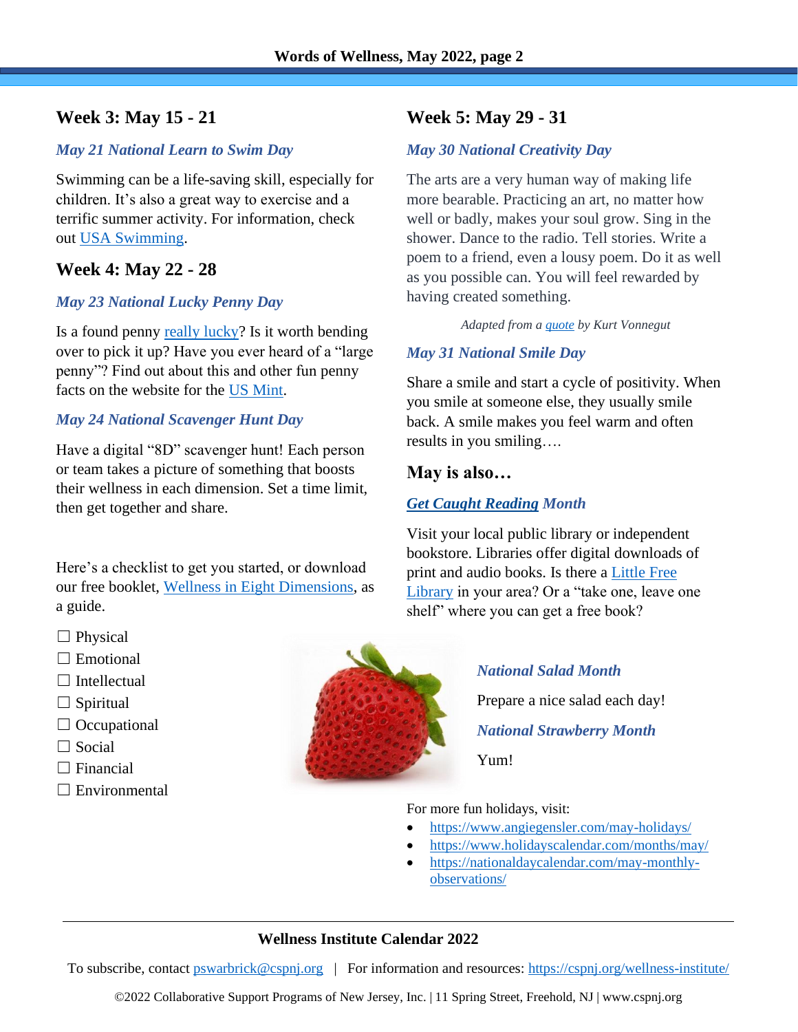## Week 3: May 15 - 21

### *May 21 National Learn to Swim Day*

Swimming can be a life-saving skill, especially for children. It's also a great way to exercise and a terrific summer activity. For information, check out USA Swimming.

## Week 4: May 22 - 28

### *May 23 National Lucky Penny Day*

Is a found penny really lucky? Is it worth bending over to pick it up? Have you ever heard of a "large penny"? Find out about this and other fun penny facts on the website for the US Mint.

### *May 24 National Scavenger Hunt Day*

Have a digital "8D" scavenger hunt! Each person or team takes a picture of something that boosts their wellness in each dimension. Set a time limit, then get together and share.

Here's a checklist to get you started, or download our free booklet, Wellness in Eight Dimensions, as a guide.

- ☐ Physical
- ☐ Emotional
- ☐ Intellectual
- ☐ Spiritual
- ☐ Occupational
- ☐ Social
- ☐ Financial
- ☐ Environmental

## Week 5: May 29 - 31

### *May 30 National Creativity Day*

The arts are a very human way of making life more bearable. Practicing an art, no matter how well or badly, makes your soul grow. Sing in the shower. Dance to the radio. Tell stories. Write a poem to a friend, even a lousy poem. Do it as well as you possible can. You will feel rewarded by having created something.

*Adapted from a quote by Kurt Vonnegut*

### *May 31 National Smile Day*

Share a smile and start a cycle of positivity. When you smile at someone else, they usually smile back. A smile makes you feel warm and often results in you smiling….

## May is also…

### *Get Caught Reading Month*

Visit your local public library or independent bookstore. Libraries offer digital downloads of print and audio books. Is there a Little Free Library in your area? Or a "take one, leave one shelf" where you can get a free book?

### *National Salad Month*

Prepare a nice salad each day!

### *National Strawberry Month*

Yum!

For more fun holidays, visit:

- https://www.angiegensler.com/may-holidays/
- https://www.holidayscalendar.com/months/may/
- https://nationaldaycalendar.com/may-monthly-observations/

**Wellness Institute Calendar 2022**

To subscribe, contact pswarbrick@cspnj.org | For information and resources: https://cspnj.org/wellness-institute/

©2022 Collaborative Support Programs of New Jersey, Inc. | 11 Spring Street, Freehold, NJ | www.cspnj.org